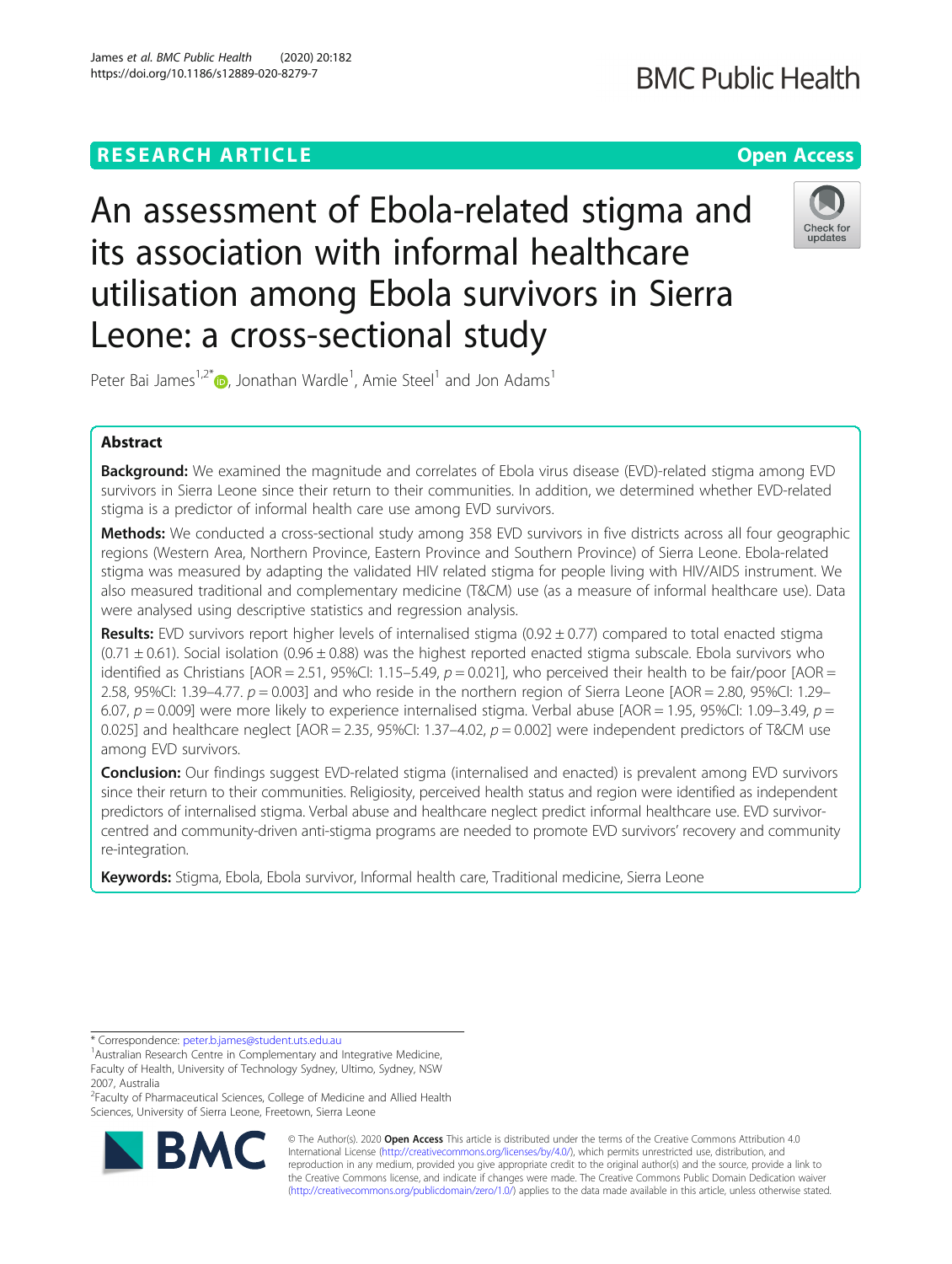RESEARCH ARTICLE

Open Access

# An assessment of Ebola-related stigma and its association with informal healthcare utilisation among Ebola survivors in Sierra Leone: a cross-sectional study

Peter Bai James[1,2*], Jonathan Wardle[1], Amie Steel[1] and Jon Adams[1]

## Abstract

**Background:** We examined the magnitude and correlates of Ebola virus disease (EVD)-related stigma among EVD survivors in Sierra Leone since their return to their communities. In addition, we determined whether EVD-related stigma is a predictor of informal health care use among EVD survivors.

**Methods:** We conducted a cross-sectional study among 358 EVD survivors in five districts across all four geographic regions (Western Area, Northern Province, Eastern Province and Southern Province) of Sierra Leone. Ebola-related stigma was measured by adapting the validated HIV related stigma for people living with HIV/AIDS instrument. We also measured traditional and complementary medicine (T&CM) use (as a measure of informal healthcare use). Data were analysed using descriptive statistics and regression analysis.

**Results:** EVD survivors report higher levels of internalised stigma ($0.92 \pm 0.77$) compared to total enacted stigma ($0.71 \pm 0.61$). Social isolation ($0.96 \pm 0.88$) was the highest reported enacted stigma subscale. Ebola survivors who identified as Christians [AOR = 2.51, 95%CI: 1.15–5.49, $p = 0.021$], who perceived their health to be fair/poor [AOR = 2.58, 95%CI: 1.39–4.77. $p = 0.003$] and who reside in the northern region of Sierra Leone [AOR = 2.80, 95%CI: 1.29–6.07, $p = 0.009$] were more likely to experience internalised stigma. Verbal abuse [AOR = 1.95, 95%CI: 1.09–3.49, $p = 0.025$] and healthcare neglect [AOR = 2.35, 95%CI: 1.37–4.02, $p = 0.002$] were independent predictors of T&CM use among EVD survivors.

**Conclusion:** Our findings suggest EVD-related stigma (internalised and enacted) is prevalent among EVD survivors since their return to their communities. Religiosity, perceived health status and region were identified as independent predictors of internalised stigma. Verbal abuse and healthcare neglect predict informal healthcare use. EVD survivor-centred and community-driven anti-stigma programs are needed to promote EVD survivors' recovery and community re-integration.

**Keywords:** Stigma, Ebola, Ebola survivor, Informal health care, Traditional medicine, Sierra Leone

\* Correspondence: peter.b.james@student.uts.edu.au

[1]Australian Research Centre in Complementary and Integrative Medicine, Faculty of Health, University of Technology Sydney, Ultimo, Sydney, NSW 2007, Australia

[2]Faculty of Pharmaceutical Sciences, College of Medicine and Allied Health Sciences, University of Sierra Leone, Freetown, Sierra Leone

© The Author(s). 2020 **Open Access** This article is distributed under the terms of the Creative Commons Attribution 4.0 International License (http://creativecommons.org/licenses/by/4.0/), which permits unrestricted use, distribution, and reproduction in any medium, provided you give appropriate credit to the original author(s) and the source, provide a link to the Creative Commons license, and indicate if changes were made. The Creative Commons Public Domain Dedication waiver (http://creativecommons.org/publicdomain/zero/1.0/) applies to the data made available in this article, unless otherwise stated.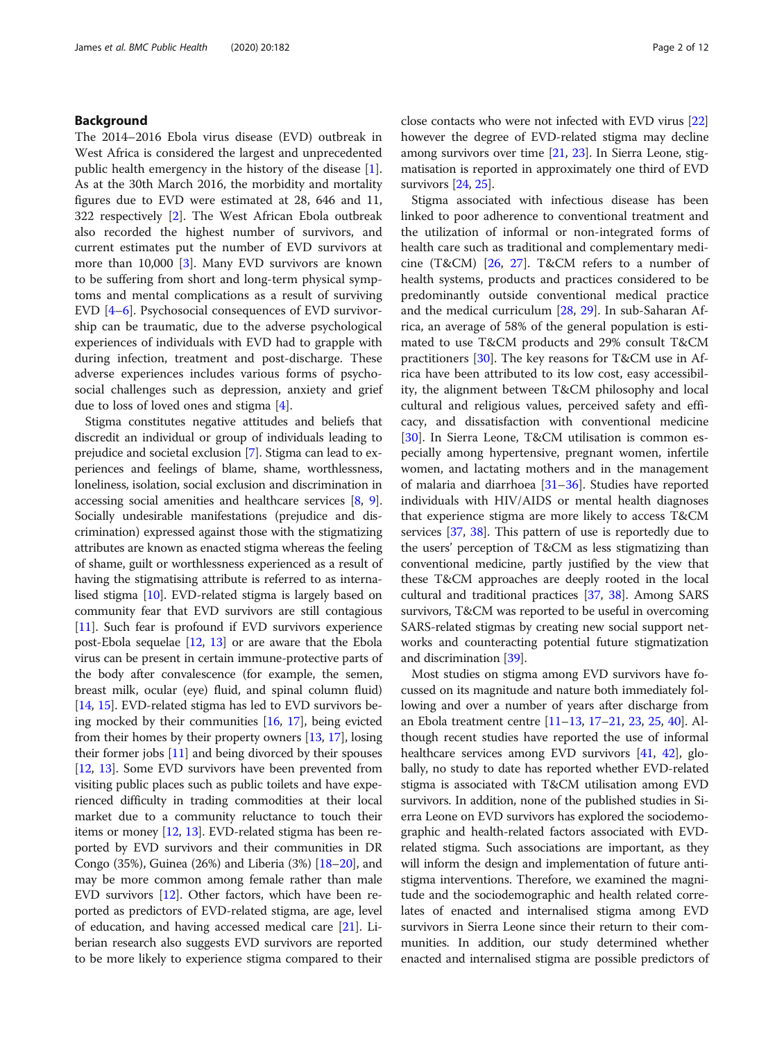## Background

The 2014–2016 Ebola virus disease (EVD) outbreak in West Africa is considered the largest and unprecedented public health emergency in the history of the disease [1]. As at the 30th March 2016, the morbidity and mortality figures due to EVD were estimated at 28, 646 and 11, 322 respectively [2]. The West African Ebola outbreak also recorded the highest number of survivors, and current estimates put the number of EVD survivors at more than 10,000 [3]. Many EVD survivors are known to be suffering from short and long-term physical symptoms and mental complications as a result of surviving EVD [4–6]. Psychosocial consequences of EVD survivorship can be traumatic, due to the adverse psychological experiences of individuals with EVD had to grapple with during infection, treatment and post-discharge. These adverse experiences includes various forms of psychosocial challenges such as depression, anxiety and grief due to loss of loved ones and stigma [4].

Stigma constitutes negative attitudes and beliefs that discredit an individual or group of individuals leading to prejudice and societal exclusion [7]. Stigma can lead to experiences and feelings of blame, shame, worthlessness, loneliness, isolation, social exclusion and discrimination in accessing social amenities and healthcare services [8, 9]. Socially undesirable manifestations (prejudice and discrimination) expressed against those with the stigmatizing attributes are known as enacted stigma whereas the feeling of shame, guilt or worthlessness experienced as a result of having the stigmatising attribute is referred to as internalised stigma [10]. EVD-related stigma is largely based on community fear that EVD survivors are still contagious [11]. Such fear is profound if EVD survivors experience post-Ebola sequelae [12, 13] or are aware that the Ebola virus can be present in certain immune-protective parts of the body after convalescence (for example, the semen, breast milk, ocular (eye) fluid, and spinal column fluid) [14, 15]. EVD-related stigma has led to EVD survivors being mocked by their communities [16, 17], being evicted from their homes by their property owners [13, 17], losing their former jobs [11] and being divorced by their spouses [12, 13]. Some EVD survivors have been prevented from visiting public places such as public toilets and have experienced difficulty in trading commodities at their local market due to a community reluctance to touch their items or money [12, 13]. EVD-related stigma has been reported by EVD survivors and their communities in DR Congo (35%), Guinea (26%) and Liberia (3%) [18–20], and may be more common among female rather than male EVD survivors [12]. Other factors, which have been reported as predictors of EVD-related stigma, are age, level of education, and having accessed medical care [21]. Liberian research also suggests EVD survivors are reported to be more likely to experience stigma compared to their close contacts who were not infected with EVD virus [22] however the degree of EVD-related stigma may decline among survivors over time [21, 23]. In Sierra Leone, stigmatisation is reported in approximately one third of EVD survivors [24, 25].

Stigma associated with infectious disease has been linked to poor adherence to conventional treatment and the utilization of informal or non-integrated forms of health care such as traditional and complementary medicine (T&CM) [26, 27]. T&CM refers to a number of health systems, products and practices considered to be predominantly outside conventional medical practice and the medical curriculum [28, 29]. In sub-Saharan Africa, an average of 58% of the general population is estimated to use T&CM products and 29% consult T&CM practitioners [30]. The key reasons for T&CM use in Africa have been attributed to its low cost, easy accessibility, the alignment between T&CM philosophy and local cultural and religious values, perceived safety and efficacy, and dissatisfaction with conventional medicine [30]. In Sierra Leone, T&CM utilisation is common especially among hypertensive, pregnant women, infertile women, and lactating mothers and in the management of malaria and diarrhoea [31–36]. Studies have reported individuals with HIV/AIDS or mental health diagnoses that experience stigma are more likely to access T&CM services [37, 38]. This pattern of use is reportedly due to the users' perception of T&CM as less stigmatizing than conventional medicine, partly justified by the view that these T&CM approaches are deeply rooted in the local cultural and traditional practices [37, 38]. Among SARS survivors, T&CM was reported to be useful in overcoming SARS-related stigmas by creating new social support networks and counteracting potential future stigmatization and discrimination [39].

Most studies on stigma among EVD survivors have focussed on its magnitude and nature both immediately following and over a number of years after discharge from an Ebola treatment centre [11–13, 17–21, 23, 25, 40]. Although recent studies have reported the use of informal healthcare services among EVD survivors [41, 42], globally, no study to date has reported whether EVD-related stigma is associated with T&CM utilisation among EVD survivors. In addition, none of the published studies in Sierra Leone on EVD survivors has explored the sociodemographic and health-related factors associated with EVD-related stigma. Such associations are important, as they will inform the design and implementation of future anti-stigma interventions. Therefore, we examined the magnitude and the sociodemographic and health related correlates of enacted and internalised stigma among EVD survivors in Sierra Leone since their return to their communities. In addition, our study determined whether enacted and internalised stigma are possible predictors of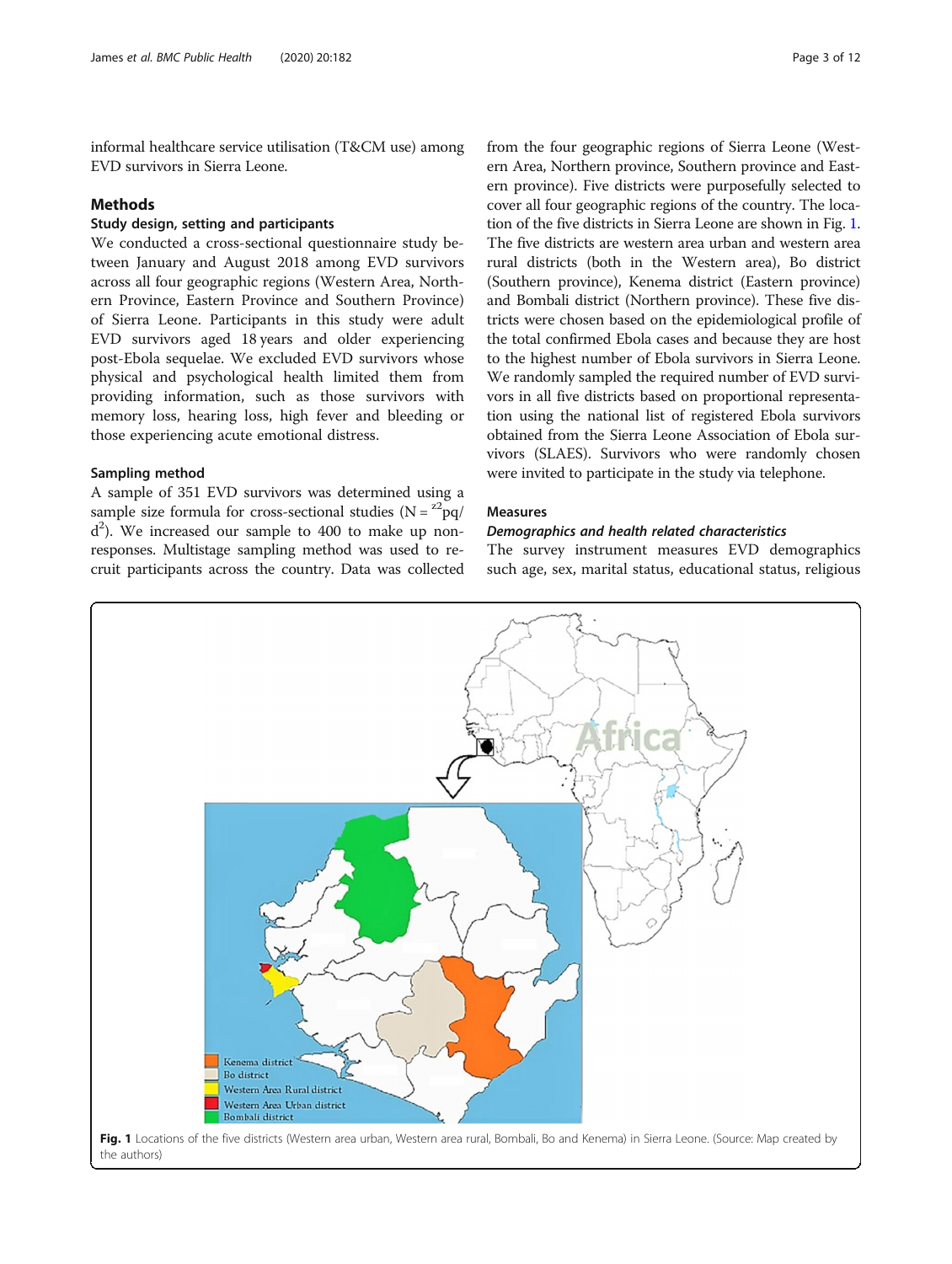informal healthcare service utilisation (T&CM use) among EVD survivors in Sierra Leone.

## Methods

### Study design, setting and participants

We conducted a cross-sectional questionnaire study between January and August 2018 among EVD survivors across all four geographic regions (Western Area, Northern Province, Eastern Province and Southern Province) of Sierra Leone. Participants in this study were adult EVD survivors aged 18 years and older experiencing post-Ebola sequelae. We excluded EVD survivors whose physical and psychological health limited them from providing information, such as those survivors with memory loss, hearing loss, high fever and bleeding or those experiencing acute emotional distress.

### Sampling method

A sample of 351 EVD survivors was determined using a sample size formula for cross-sectional studies ($N = z^2pq/d^2$). We increased our sample to 400 to make up non-responses. Multistage sampling method was used to recruit participants across the country. Data was collected from the four geographic regions of Sierra Leone (Western Area, Northern province, Southern province and Eastern province). Five districts were purposefully selected to cover all four geographic regions of the country. The location of the five districts in Sierra Leone are shown in Fig. 1. The five districts are western area urban and western area rural districts (both in the Western area), Bo district (Southern province), Kenema district (Eastern province) and Bombali district (Northern province). These five districts were chosen based on the epidemiological profile of the total confirmed Ebola cases and because they are host to the highest number of Ebola survivors in Sierra Leone. We randomly sampled the required number of EVD survivors in all five districts based on proportional representation using the national list of registered Ebola survivors obtained from the Sierra Leone Association of Ebola survivors (SLAES). Survivors who were randomly chosen were invited to participate in the study via telephone.

### Measures

#### *Demographics and health related characteristics*

The survey instrument measures EVD demographics such age, sex, marital status, educational status, religious

**Fig. 1** Locations of the five districts (Western area urban, Western area rural, Bombali, Bo and Kenema) in Sierra Leone. (Source: Map created by the authors)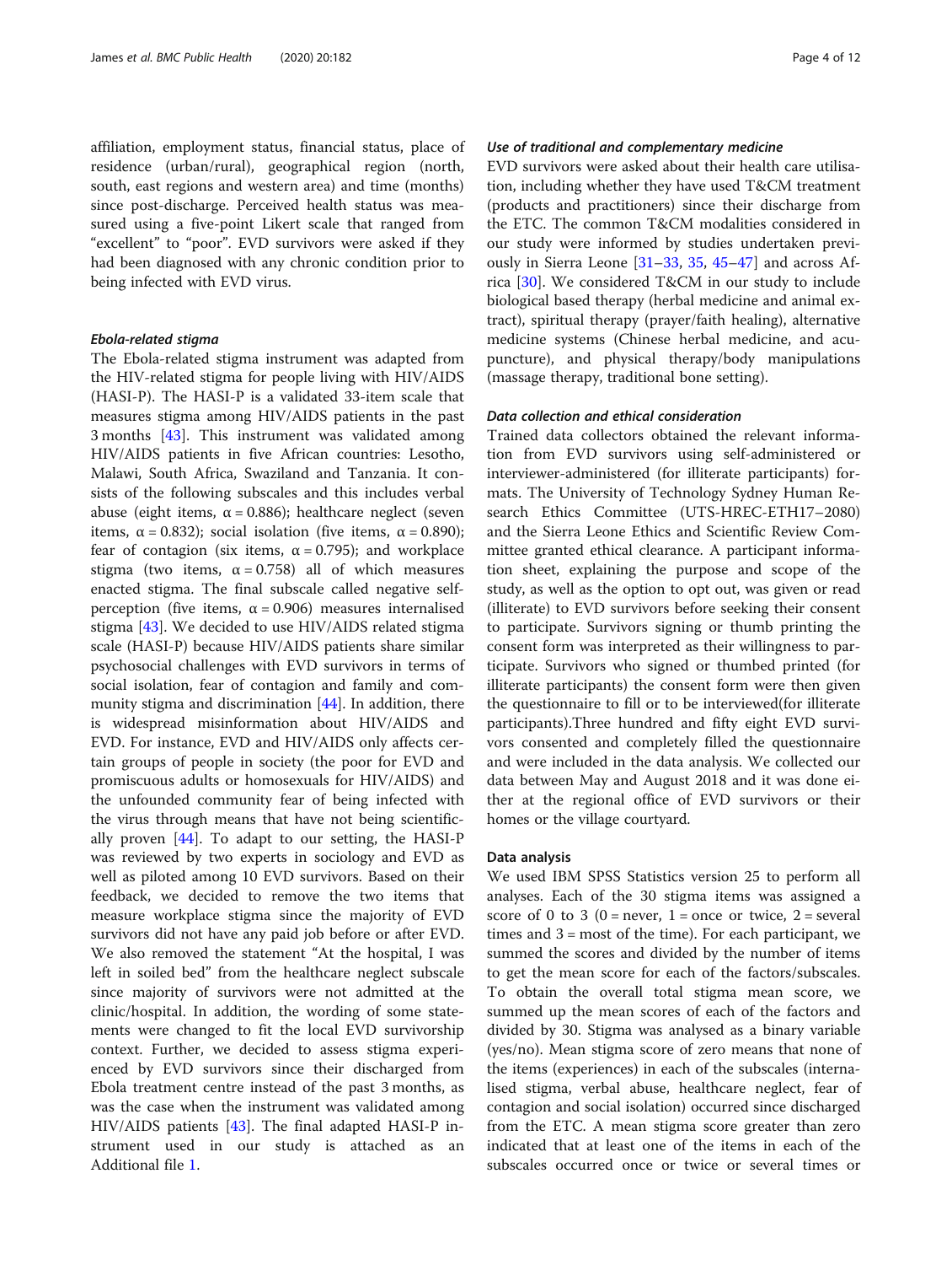affiliation, employment status, financial status, place of residence (urban/rural), geographical region (north, south, east regions and western area) and time (months) since post-discharge. Perceived health status was measured using a five-point Likert scale that ranged from "excellent" to "poor". EVD survivors were asked if they had been diagnosed with any chronic condition prior to being infected with EVD virus.

#### *Ebola-related stigma*

The Ebola-related stigma instrument was adapted from the HIV-related stigma for people living with HIV/AIDS (HASI-P). The HASI-P is a validated 33-item scale that measures stigma among HIV/AIDS patients in the past 3 months [43]. This instrument was validated among HIV/AIDS patients in five African countries: Lesotho, Malawi, South Africa, Swaziland and Tanzania. It consists of the following subscales and this includes verbal abuse (eight items, $\alpha = 0.886$); healthcare neglect (seven items, $\alpha = 0.832$); social isolation (five items, $\alpha = 0.890$); fear of contagion (six items, $\alpha = 0.795$); and workplace stigma (two items, $\alpha = 0.758$) all of which measures enacted stigma. The final subscale called negative self-perception (five items, $\alpha = 0.906$) measures internalised stigma [43]. We decided to use HIV/AIDS related stigma scale (HASI-P) because HIV/AIDS patients share similar psychosocial challenges with EVD survivors in terms of social isolation, fear of contagion and family and community stigma and discrimination [44]. In addition, there is widespread misinformation about HIV/AIDS and EVD. For instance, EVD and HIV/AIDS only affects certain groups of people in society (the poor for EVD and promiscuous adults or homosexuals for HIV/AIDS) and the unfounded community fear of being infected with the virus through means that have not being scientifically proven [44]. To adapt to our setting, the HASI-P was reviewed by two experts in sociology and EVD as well as piloted among 10 EVD survivors. Based on their feedback, we decided to remove the two items that measure workplace stigma since the majority of EVD survivors did not have any paid job before or after EVD. We also removed the statement "At the hospital, I was left in soiled bed" from the healthcare neglect subscale since majority of survivors were not admitted at the clinic/hospital. In addition, the wording of some statements were changed to fit the local EVD survivorship context. Further, we decided to assess stigma experienced by EVD survivors since their discharged from Ebola treatment centre instead of the past 3 months, as was the case when the instrument was validated among HIV/AIDS patients [43]. The final adapted HASI-P instrument used in our study is attached as an Additional file 1.

#### *Use of traditional and complementary medicine*

EVD survivors were asked about their health care utilisation, including whether they have used T&CM treatment (products and practitioners) since their discharge from the ETC. The common T&CM modalities considered in our study were informed by studies undertaken previously in Sierra Leone [31–33, 35, 45–47] and across Africa [30]. We considered T&CM in our study to include biological based therapy (herbal medicine and animal extract), spiritual therapy (prayer/faith healing), alternative medicine systems (Chinese herbal medicine, and acupuncture), and physical therapy/body manipulations (massage therapy, traditional bone setting).

#### *Data collection and ethical consideration*

Trained data collectors obtained the relevant information from EVD survivors using self-administered or interviewer-administered (for illiterate participants) formats. The University of Technology Sydney Human Research Ethics Committee (UTS-HREC-ETH17–2080) and the Sierra Leone Ethics and Scientific Review Committee granted ethical clearance. A participant information sheet, explaining the purpose and scope of the study, as well as the option to opt out, was given or read (illiterate) to EVD survivors before seeking their consent to participate. Survivors signing or thumb printing the consent form was interpreted as their willingness to participate. Survivors who signed or thumbed printed (for illiterate participants) the consent form were then given the questionnaire to fill or to be interviewed(for illiterate participants).Three hundred and fifty eight EVD survivors consented and completely filled the questionnaire and were included in the data analysis. We collected our data between May and August 2018 and it was done either at the regional office of EVD survivors or their homes or the village courtyard.

### Data analysis

We used IBM SPSS Statistics version 25 to perform all analyses. Each of the 30 stigma items was assigned a score of 0 to 3 (0 = never, 1 = once or twice, 2 = several times and 3 = most of the time). For each participant, we summed the scores and divided by the number of items to get the mean score for each of the factors/subscales. To obtain the overall total stigma mean score, we summed up the mean scores of each of the factors and divided by 30. Stigma was analysed as a binary variable (yes/no). Mean stigma score of zero means that none of the items (experiences) in each of the subscales (internalised stigma, verbal abuse, healthcare neglect, fear of contagion and social isolation) occurred since discharged from the ETC. A mean stigma score greater than zero indicated that at least one of the items in each of the subscales occurred once or twice or several times or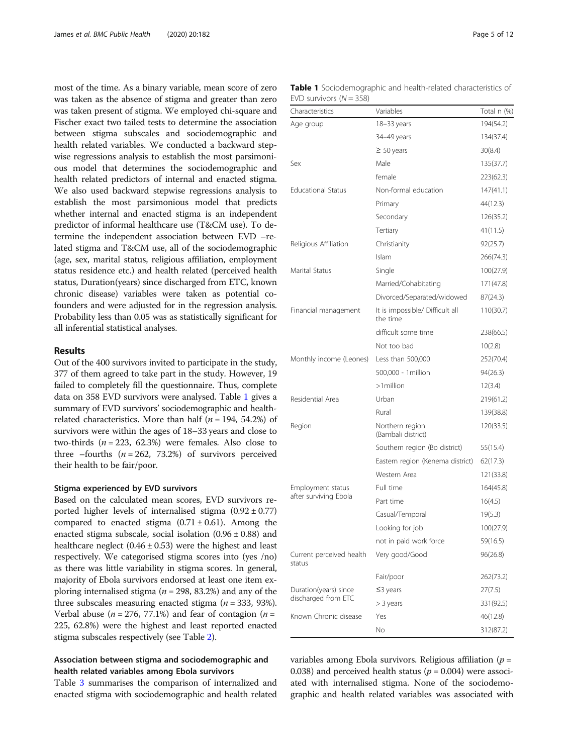most of the time. As a binary variable, mean score of zero was taken as the absence of stigma and greater than zero was taken present of stigma. We employed chi-square and Fischer exact two tailed tests to determine the association between stigma subscales and sociodemographic and health related variables. We conducted a backward stepwise regressions analysis to establish the most parsimonious model that determines the sociodemographic and health related predictors of internal and enacted stigma. We also used backward stepwise regressions analysis to establish the most parsimonious model that predicts whether internal and enacted stigma is an independent predictor of informal healthcare use (T&CM use). To determine the independent association between EVD –related stigma and T&CM use, all of the sociodemographic (age, sex, marital status, religious affiliation, employment status residence etc.) and health related (perceived health status, Duration(years) since discharged from ETC, known chronic disease) variables were taken as potential cofounders and were adjusted for in the regression analysis. Probability less than 0.05 was as statistically significant for all inferential statistical analyses.

## Results

Out of the 400 survivors invited to participate in the study, 377 of them agreed to take part in the study. However, 19 failed to completely fill the questionnaire. Thus, complete data on 358 EVD survivors were analysed. Table 1 gives a summary of EVD survivors' sociodemographic and health-related characteristics. More than half ($n = 194$, 54.2%) of survivors were within the ages of 18–33 years and close to two-thirds ($n = 223$, 62.3%) were females. Also close to three –fourths ($n = 262$, 73.2%) of survivors perceived their health to be fair/poor.

### Stigma experienced by EVD survivors

Based on the calculated mean scores, EVD survivors reported higher levels of internalised stigma ($0.92 \pm 0.77$) compared to enacted stigma ($0.71 \pm 0.61$). Among the enacted stigma subscale, social isolation ($0.96 \pm 0.88$) and healthcare neglect ($0.46 \pm 0.53$) were the highest and least respectively. We categorised stigma scores into (yes /no) as there was little variability in stigma scores. In general, majority of Ebola survivors endorsed at least one item exploring internalised stigma ($n = 298$, 83.2%) and any of the three subscales measuring enacted stigma ($n = 333$, 93%). Verbal abuse ($n = 276$, 77.1%) and fear of contagion ($n = 225$, 62.8%) were the highest and least reported enacted stigma subscales respectively (see Table 2).

### Association between stigma and sociodemographic and health related variables among Ebola survivors

Table 3 summarises the comparison of internalized and enacted stigma with sociodemographic and health related variables among Ebola survivors. Religious affiliation ($p = 0.038$) and perceived health status ($p = 0.004$) were associated with internalised stigma. None of the sociodemographic and health related variables was associated with

**Table 1** Sociodemographic and health-related characteristics of EVD survivors ($N = 358$)

| Characteristics | Variables | Total n (%) |
|---|---|---|
| Age group | 18–33 years | 194(54.2) |
| | 34–49 years | 134(37.4) |
| | ≥ 50 years | 30(8.4) |
| Sex | Male | 135(37.7) |
| | female | 223(62.3) |
| Educational Status | Non-formal education | 147(41.1) |
| | Primary | 44(12.3) |
| | Secondary | 126(35.2) |
| | Tertiary | 41(11.5) |
| Religious Affiliation | Christianity | 92(25.7) |
| | Islam | 266(74.3) |
| Marital Status | Single | 100(27.9) |
| | Married/Cohabitating | 171(47.8) |
| | Divorced/Separated/widowed | 87(24.3) |
| Financial management | It is impossible/ Difficult all the time | 110(30.7) |
| | difficult some time | 238(66.5) |
| | Not too bad | 10(2.8) |
| Monthly income (Leones) | Less than 500,000 | 252(70.4) |
| | 500,000 - 1million | 94(26.3) |
| | >1million | 12(3.4) |
| Residential Area | Urban | 219(61.2) |
| | Rural | 139(38.8) |
| Region | Northern region (Bambali district) | 120(33.5) |
| | Southern region (Bo district) | 55(15.4) |
| | Eastern region (Kenema district) | 62(17.3) |
| | Western Area | 121(33.8) |
| Employment status after surviving Ebola | Full time | 164(45.8) |
| | Part time | 16(4.5) |
| | Casual/Temporal | 19(5.3) |
| | Looking for job | 100(27.9) |
| | not in paid work force | 59(16.5) |
| Current perceived health status | Very good/Good | 96(26.8) |
| | Fair/poor | 262(73.2) |
| Duration(years) since discharged from ETC | ≤3 years | 27(7.5) |
| | > 3 years | 331(92.5) |
| Known Chronic disease | Yes | 46(12.8) |
| | No | 312(87.2) |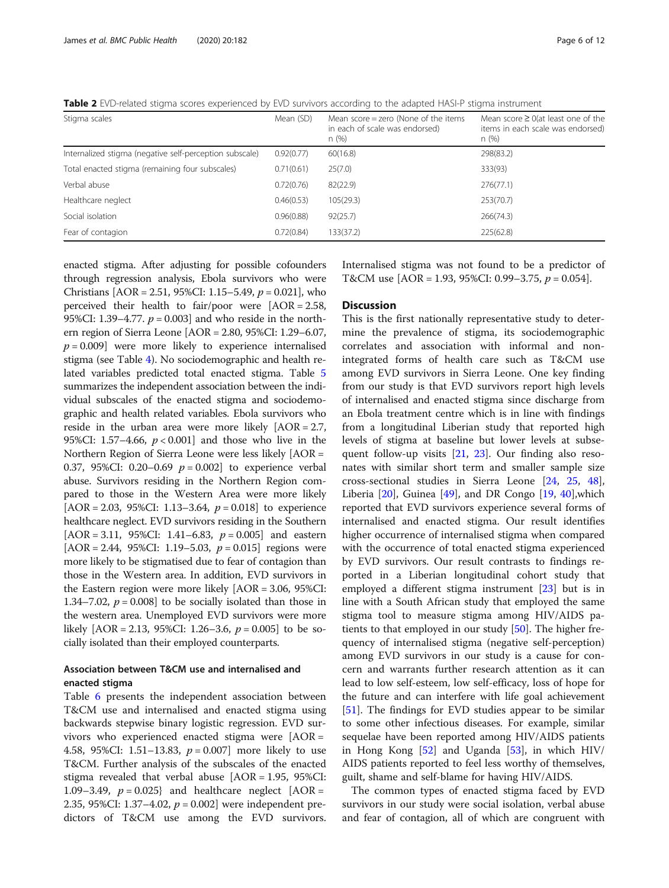**Table 2** EVD-related stigma scores experienced by EVD survivors according to the adapted HASI-P stigma instrument

| Stigma scales | Mean (SD) | Mean score = zero (None of the items in each of scale was endorsed) n (%) | Mean score ≥ 0(at least one of the items in each scale was endorsed) n (%) |
|---|---|---|---|
| Internalized stigma (negative self-perception subscale) | 0.92(0.77) | 60(16.8) | 298(83.2) |
| Total enacted stigma (remaining four subscales) | 0.71(0.61) | 25(7.0) | 333(93) |
| Verbal abuse | 0.72(0.76) | 82(22.9) | 276(77.1) |
| Healthcare neglect | 0.46(0.53) | 105(29.3) | 253(70.7) |
| Social isolation | 0.96(0.88) | 92(25.7) | 266(74.3) |
| Fear of contagion | 0.72(0.84) | 133(37.2) | 225(62.8) |

enacted stigma. After adjusting for possible cofounders through regression analysis, Ebola survivors who were Christians [AOR = 2.51, 95%CI: 1.15–5.49, $p = 0.021$], who perceived their health to fair/poor were [AOR = 2.58, 95%CI: 1.39–4.77. $p = 0.003$] and who reside in the northern region of Sierra Leone [AOR = 2.80, 95%CI: 1.29–6.07, $p = 0.009$] were more likely to experience internalised stigma (see Table 4). No sociodemographic and health related variables predicted total enacted stigma. Table 5 summarizes the independent association between the individual subscales of the enacted stigma and sociodemographic and health related variables. Ebola survivors who reside in the urban area were more likely [AOR = 2.7, 95%CI: 1.57–4.66, $p < 0.001$] and those who live in the Northern Region of Sierra Leone were less likely [AOR = 0.37, 95%CI: 0.20–0.69 $p = 0.002$] to experience verbal abuse. Survivors residing in the Northern Region compared to those in the Western Area were more likely [AOR = 2.03, 95%CI: 1.13–3.64, $p = 0.018$] to experience healthcare neglect. EVD survivors residing in the Southern [AOR = 3.11, 95%CI: 1.41–6.83, $p = 0.005$] and eastern [AOR = 2.44, 95%CI: 1.19–5.03, $p = 0.015$] regions were more likely to be stigmatised due to fear of contagion than those in the Western area. In addition, EVD survivors in the Eastern region were more likely [AOR = 3.06, 95%CI: 1.34–7.02, $p = 0.008$] to be socially isolated than those in the western area. Unemployed EVD survivors were more likely [AOR = 2.13, 95%CI: 1.26–3.6, $p = 0.005$] to be socially isolated than their employed counterparts.

### Association between T&CM use and internalised and enacted stigma

Table 6 presents the independent association between T&CM use and internalised and enacted stigma using backwards stepwise binary logistic regression. EVD survivors who experienced enacted stigma were [AOR = 4.58, 95%CI: 1.51–13.83, $p = 0.007$] more likely to use T&CM. Further analysis of the subscales of the enacted stigma revealed that verbal abuse [AOR = 1.95, 95%CI: 1.09–3.49, $p = 0.025$} and healthcare neglect [AOR = 2.35, 95%CI: 1.37–4.02, $p = 0.002$] were independent predictors of T&CM use among the EVD survivors. Internalised stigma was not found to be a predictor of T&CM use [AOR = 1.93, 95%CI: 0.99–3.75, $p = 0.054$].

## Discussion

This is the first nationally representative study to determine the prevalence of stigma, its sociodemographic correlates and association with informal and non-integrated forms of health care such as T&CM use among EVD survivors in Sierra Leone. One key finding from our study is that EVD survivors report high levels of internalised and enacted stigma since discharge from an Ebola treatment centre which is in line with findings from a longitudinal Liberian study that reported high levels of stigma at baseline but lower levels at subsequent follow-up visits [21, 23]. Our finding also resonates with similar short term and smaller sample size cross-sectional studies in Sierra Leone [24, 25, 48], Liberia [20], Guinea [49], and DR Congo [19, 40],which reported that EVD survivors experience several forms of internalised and enacted stigma. Our result identifies higher occurrence of internalised stigma when compared with the occurrence of total enacted stigma experienced by EVD survivors. Our result contrasts to findings reported in a Liberian longitudinal cohort study that employed a different stigma instrument [23] but is in line with a South African study that employed the same stigma tool to measure stigma among HIV/AIDS patients to that employed in our study [50]. The higher frequency of internalised stigma (negative self-perception) among EVD survivors in our study is a cause for concern and warrants further research attention as it can lead to low self-esteem, low self-efficacy, loss of hope for the future and can interfere with life goal achievement [51]. The findings for EVD studies appear to be similar to some other infectious diseases. For example, similar sequelae have been reported among HIV/AIDS patients in Hong Kong [52] and Uganda [53], in which HIV/AIDS patients reported to feel less worthy of themselves, guilt, shame and self-blame for having HIV/AIDS.

The common types of enacted stigma faced by EVD survivors in our study were social isolation, verbal abuse and fear of contagion, all of which are congruent with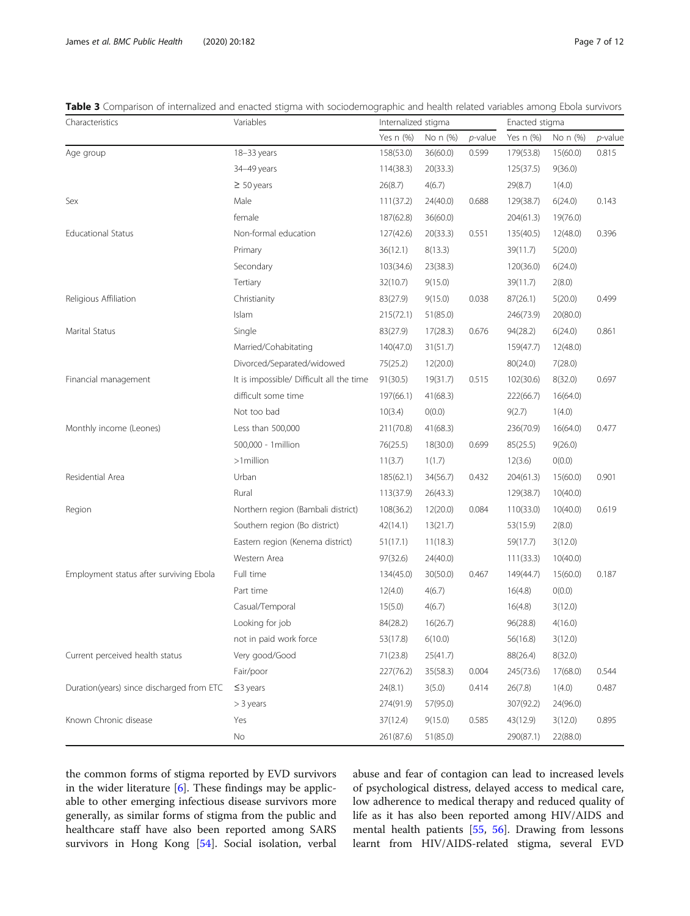**Table 3** Comparison of internalized and enacted stigma with sociodemographic and health related variables among Ebola survivors

| Characteristics | Variables | Internalized stigma | | | Enacted stigma | | |
|---|---|---|---|---|---|---|---|
| | | Yes n (%) | No n (%) | *p*-value | Yes n (%) | No n (%) | *p*-value |
| Age group | 18–33 years | 158(53.0) | 36(60.0) | 0.599 | 179(53.8) | 15(60.0) | 0.815 |
| | 34–49 years | 114(38.3) | 20(33.3) | | 125(37.5) | 9(36.0) | |
| | ≥ 50 years | 26(8.7) | 4(6.7) | | 29(8.7) | 1(4.0) | |
| Sex | Male | 111(37.2) | 24(40.0) | 0.688 | 129(38.7) | 6(24.0) | 0.143 |
| | female | 187(62.8) | 36(60.0) | | 204(61.3) | 19(76.0) | |
| Educational Status | Non-formal education | 127(42.6) | 20(33.3) | 0.551 | 135(40.5) | 12(48.0) | 0.396 |
| | Primary | 36(12.1) | 8(13.3) | | 39(11.7) | 5(20.0) | |
| | Secondary | 103(34.6) | 23(38.3) | | 120(36.0) | 6(24.0) | |
| | Tertiary | 32(10.7) | 9(15.0) | | 39(11.7) | 2(8.0) | |
| Religious Affiliation | Christianity | 83(27.9) | 9(15.0) | 0.038 | 87(26.1) | 5(20.0) | 0.499 |
| | Islam | 215(72.1) | 51(85.0) | | 246(73.9) | 20(80.0) | |
| Marital Status | Single | 83(27.9) | 17(28.3) | 0.676 | 94(28.2) | 6(24.0) | 0.861 |
| | Married/Cohabitating | 140(47.0) | 31(51.7) | | 159(47.7) | 12(48.0) | |
| | Divorced/Separated/widowed | 75(25.2) | 12(20.0) | | 80(24.0) | 7(28.0) | |
| Financial management | It is impossible/ Difficult all the time | 91(30.5) | 19(31.7) | 0.515 | 102(30.6) | 8(32.0) | 0.697 |
| | difficult some time | 197(66.1) | 41(68.3) | | 222(66.7) | 16(64.0) | |
| | Not too bad | 10(3.4) | 0(0.0) | | 9(2.7) | 1(4.0) | |
| Monthly income (Leones) | Less than 500,000 | 211(70.8) | 41(68.3) | | 236(70.9) | 16(64.0) | 0.477 |
| | 500,000 - 1million | 76(25.5) | 18(30.0) | 0.699 | 85(25.5) | 9(26.0) | |
| | >1million | 11(3.7) | 1(1.7) | | 12(3.6) | 0(0.0) | |
| Residential Area | Urban | 185(62.1) | 34(56.7) | 0.432 | 204(61.3) | 15(60.0) | 0.901 |
| | Rural | 113(37.9) | 26(43.3) | | 129(38.7) | 10(40.0) | |
| Region | Northern region (Bambali district) | 108(36.2) | 12(20.0) | 0.084 | 110(33.0) | 10(40.0) | 0.619 |
| | Southern region (Bo district) | 42(14.1) | 13(21.7) | | 53(15.9) | 2(8.0) | |
| | Eastern region (Kenema district) | 51(17.1) | 11(18.3) | | 59(17.7) | 3(12.0) | |
| | Western Area | 97(32.6) | 24(40.0) | | 111(33.3) | 10(40.0) | |
| Employment status after surviving Ebola | Full time | 134(45.0) | 30(50.0) | 0.467 | 149(44.7) | 15(60.0) | 0.187 |
| | Part time | 12(4.0) | 4(6.7) | | 16(4.8) | 0(0.0) | |
| | Casual/Temporal | 15(5.0) | 4(6.7) | | 16(4.8) | 3(12.0) | |
| | Looking for job | 84(28.2) | 16(26.7) | | 96(28.8) | 4(16.0) | |
| | not in paid work force | 53(17.8) | 6(10.0) | | 56(16.8) | 3(12.0) | |
| Current perceived health status | Very good/Good | 71(23.8) | 25(41.7) | | 88(26.4) | 8(32.0) | |
| | Fair/poor | 227(76.2) | 35(58.3) | 0.004 | 245(73.6) | 17(68.0) | 0.544 |
| Duration(years) since discharged from ETC | ≤3 years | 24(8.1) | 3(5.0) | 0.414 | 26(7.8) | 1(4.0) | 0.487 |
| | > 3 years | 274(91.9) | 57(95.0) | | 307(92.2) | 24(96.0) | |
| Known Chronic disease | Yes | 37(12.4) | 9(15.0) | 0.585 | 43(12.9) | 3(12.0) | 0.895 |
| | No | 261(87.6) | 51(85.0) | | 290(87.1) | 22(88.0) | |

the common forms of stigma reported by EVD survivors in the wider literature [6]. These findings may be applicable to other emerging infectious disease survivors more generally, as similar forms of stigma from the public and healthcare staff have also been reported among SARS survivors in Hong Kong [54]. Social isolation, verbal abuse and fear of contagion can lead to increased levels of psychological distress, delayed access to medical care, low adherence to medical therapy and reduced quality of life as it has also been reported among HIV/AIDS and mental health patients [55, 56]. Drawing from lessons learnt from HIV/AIDS-related stigma, several EVD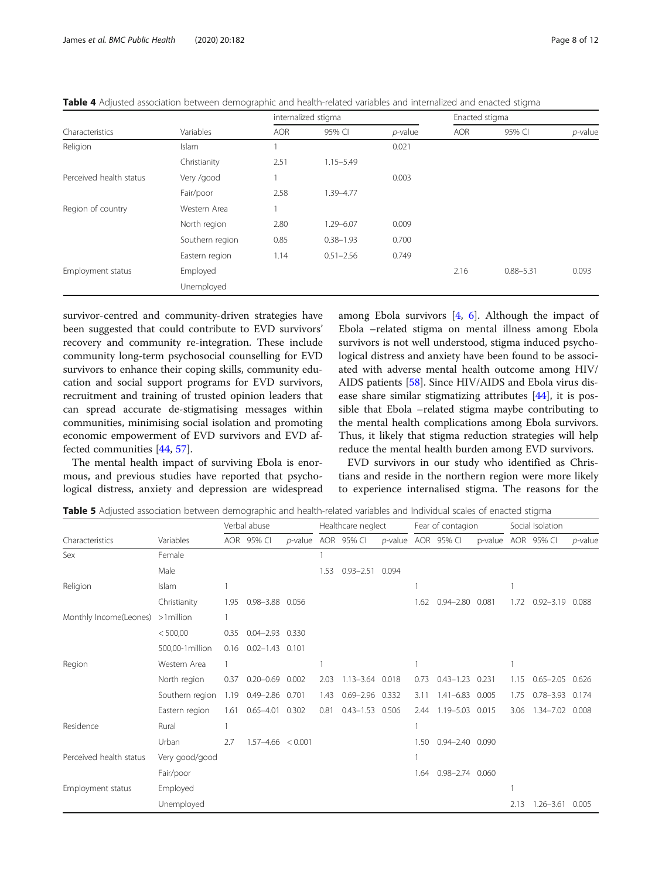**Table 4** Adjusted association between demographic and health-related variables and internalized and enacted stigma

| Characteristics | Variables | internalized stigma | | | Enacted stigma | | |
|---|---|---|---|---|---|---|---|
| | | AOR | 95% CI | *p*-value | AOR | 95% CI | *p*-value |
| Religion | Islam | 1 | | 0.021 | | | |
| | Christianity | 2.51 | 1.15–5.49 | | | | |
| Perceived health status | Very /good | 1 | | 0.003 | | | |
| | Fair/poor | 2.58 | 1.39–4.77 | | | | |
| Region of country | Western Area | 1 | | | | | |
| | North region | 2.80 | 1.29–6.07 | 0.009 | | | |
| | Southern region | 0.85 | 0.38–1.93 | 0.700 | | | |
| | Eastern region | 1.14 | 0.51–2.56 | 0.749 | | | |
| Employment status | Employed | | | | 2.16 | 0.88–5.31 | 0.093 |
| | Unemployed | | | | | | |

survivor-centred and community-driven strategies have been suggested that could contribute to EVD survivors' recovery and community re-integration. These include community long-term psychosocial counselling for EVD survivors to enhance their coping skills, community education and social support programs for EVD survivors, recruitment and training of trusted opinion leaders that can spread accurate de-stigmatising messages within communities, minimising social isolation and promoting economic empowerment of EVD survivors and EVD affected communities [44, 57].

The mental health impact of surviving Ebola is enormous, and previous studies have reported that psychological distress, anxiety and depression are widespread among Ebola survivors [4, 6]. Although the impact of Ebola –related stigma on mental illness among Ebola survivors is not well understood, stigma induced psychological distress and anxiety have been found to be associated with adverse mental health outcome among HIV/AIDS patients [58]. Since HIV/AIDS and Ebola virus disease share similar stigmatizing attributes [44], it is possible that Ebola –related stigma maybe contributing to the mental health complications among Ebola survivors. Thus, it likely that stigma reduction strategies will help reduce the mental health burden among EVD survivors.

EVD survivors in our study who identified as Christians and reside in the northern region were more likely to experience internalised stigma. The reasons for the

**Table 5** Adjusted association between demographic and health-related variables and Individual scales of enacted stigma

| Characteristics | Variables | Verbal abuse | | | Healthcare neglect | | | Fear of contagion | | | Social Isolation | | |
|---|---|---|---|---|---|---|---|---|---|---|---|---|---|
| | | AOR | 95% CI | *p*-value | AOR | 95% CI | *p*-value | AOR | 95% CI | p-value | AOR | 95% CI | *p*-value |
| Sex | Female | | | | 1 | | | | | | | | |
| | Male | | | | 1.53 | 0.93–2.51 | 0.094 | | | | | | |
| Religion | Islam | 1 | | | | | | 1 | | | 1 | | |
| | Christianity | 1.95 | 0.98–3.88 | 0.056 | | | | 1.62 | 0.94–2.80 | 0.081 | 1.72 | 0.92–3.19 | 0.088 |
| Monthly Income(Leones) | >1million | 1 | | | | | | | | | | | |
| | < 500,00 | 0.35 | 0.04–2.93 | 0.330 | | | | | | | | | |
| | 500,00-1million | 0.16 | 0.02–1.43 | 0.101 | | | | | | | | | |
| Region | Western Area | 1 | | | 1 | | | 1 | | | 1 | | |
| | North region | 0.37 | 0.20–0.69 | 0.002 | 2.03 | 1.13–3.64 | 0.018 | 0.73 | 0.43–1.23 | 0.231 | 1.15 | 0.65–2.05 | 0.626 |
| | Southern region | 1.19 | 0.49–2.86 | 0.701 | 1.43 | 0.69–2.96 | 0.332 | 3.11 | 1.41–6.83 | 0.005 | 1.75 | 0.78–3.93 | 0.174 |
| | Eastern region | 1.61 | 0.65–4.01 | 0.302 | 0.81 | 0.43–1.53 | 0.506 | 2.44 | 1.19–5.03 | 0.015 | 3.06 | 1.34–7.02 | 0.008 |
| Residence | Rural | 1 | | | | | | 1 | | | | | |
| | Urban | 2.7 | 1.57–4.66 | < 0.001 | | | | 1.50 | 0.94–2.40 | 0.090 | | | |
| Perceived health status | Very good/good | | | | | | | 1 | | | | | |
| | Fair/poor | | | | | | | 1.64 | 0.98–2.74 | 0.060 | | | |
| Employment status | Employed | | | | | | | | | | 1 | | |
| | Unemployed | | | | | | | | | | 2.13 | 1.26–3.61 | 0.005 |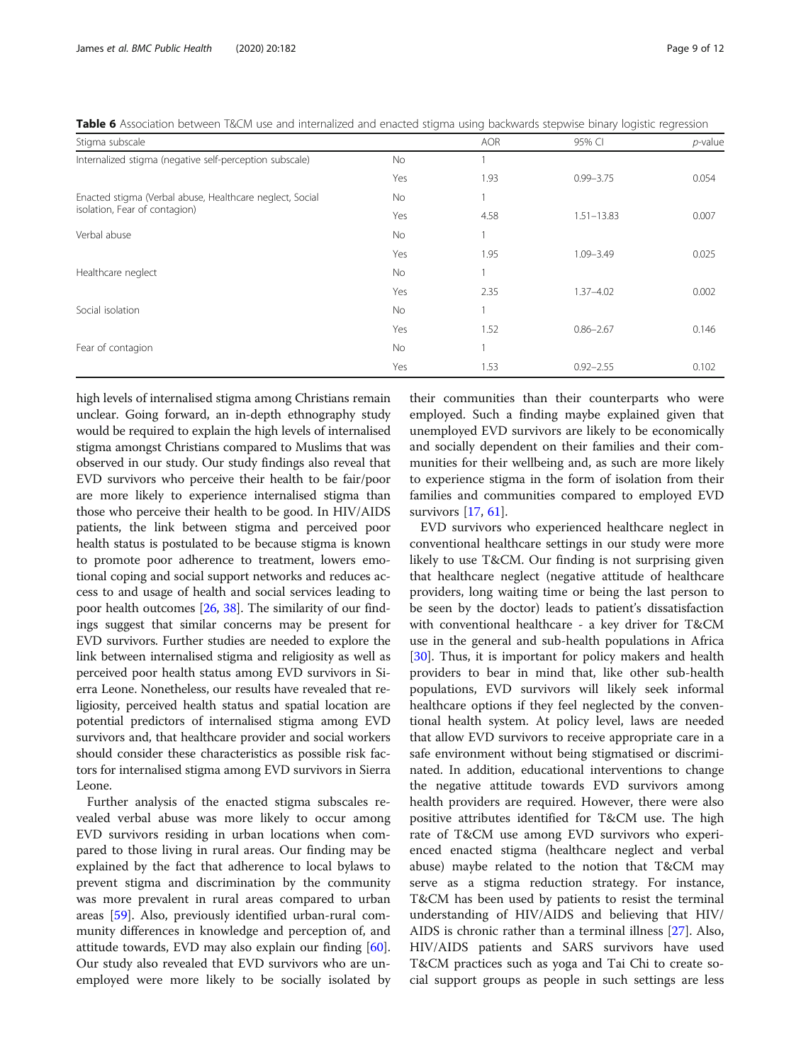**Table 6** Association between T&CM use and internalized and enacted stigma using backwards stepwise binary logistic regression

| Stigma subscale | | AOR | 95% CI | *p*-value |
| --- | --- | --- | --- | --- |
| Internalized stigma (negative self-perception subscale) | No | 1 | | |
| | Yes | 1.93 | 0.99–3.75 | 0.054 |
| Enacted stigma (Verbal abuse, Healthcare neglect, Social isolation, Fear of contagion) | No | 1 | | |
| | Yes | 4.58 | 1.51–13.83 | 0.007 |
| Verbal abuse | No | 1 | | |
| | Yes | 1.95 | 1.09–3.49 | 0.025 |
| Healthcare neglect | No | 1 | | |
| | Yes | 2.35 | 1.37–4.02 | 0.002 |
| Social isolation | No | 1 | | |
| | Yes | 1.52 | 0.86–2.67 | 0.146 |
| Fear of contagion | No | 1 | | |
| | Yes | 1.53 | 0.92–2.55 | 0.102 |

high levels of internalised stigma among Christians remain unclear. Going forward, an in-depth ethnography study would be required to explain the high levels of internalised stigma amongst Christians compared to Muslims that was observed in our study. Our study findings also reveal that EVD survivors who perceive their health to be fair/poor are more likely to experience internalised stigma than those who perceive their health to be good. In HIV/AIDS patients, the link between stigma and perceived poor health status is postulated to be because stigma is known to promote poor adherence to treatment, lowers emotional coping and social support networks and reduces access to and usage of health and social services leading to poor health outcomes [26, 38]. The similarity of our findings suggest that similar concerns may be present for EVD survivors. Further studies are needed to explore the link between internalised stigma and religiosity as well as perceived poor health status among EVD survivors in Sierra Leone. Nonetheless, our results have revealed that religiosity, perceived health status and spatial location are potential predictors of internalised stigma among EVD survivors and, that healthcare provider and social workers should consider these characteristics as possible risk factors for internalised stigma among EVD survivors in Sierra Leone.

Further analysis of the enacted stigma subscales revealed verbal abuse was more likely to occur among EVD survivors residing in urban locations when compared to those living in rural areas. Our finding may be explained by the fact that adherence to local bylaws to prevent stigma and discrimination by the community was more prevalent in rural areas compared to urban areas [59]. Also, previously identified urban-rural community differences in knowledge and perception of, and attitude towards, EVD may also explain our finding [60]. Our study also revealed that EVD survivors who are unemployed were more likely to be socially isolated by their communities than their counterparts who were employed. Such a finding maybe explained given that unemployed EVD survivors are likely to be economically and socially dependent on their families and their communities for their wellbeing and, as such are more likely to experience stigma in the form of isolation from their families and communities compared to employed EVD survivors [17, 61].

EVD survivors who experienced healthcare neglect in conventional healthcare settings in our study were more likely to use T&CM. Our finding is not surprising given that healthcare neglect (negative attitude of healthcare providers, long waiting time or being the last person to be seen by the doctor) leads to patient's dissatisfaction with conventional healthcare - a key driver for T&CM use in the general and sub-health populations in Africa [30]. Thus, it is important for policy makers and health providers to bear in mind that, like other sub-health populations, EVD survivors will likely seek informal healthcare options if they feel neglected by the conventional health system. At policy level, laws are needed that allow EVD survivors to receive appropriate care in a safe environment without being stigmatised or discriminated. In addition, educational interventions to change the negative attitude towards EVD survivors among health providers are required. However, there were also positive attributes identified for T&CM use. The high rate of T&CM use among EVD survivors who experienced enacted stigma (healthcare neglect and verbal abuse) maybe related to the notion that T&CM may serve as a stigma reduction strategy. For instance, T&CM has been used by patients to resist the terminal understanding of HIV/AIDS and believing that HIV/AIDS is chronic rather than a terminal illness [27]. Also, HIV/AIDS patients and SARS survivors have used T&CM practices such as yoga and Tai Chi to create social support groups as people in such settings are less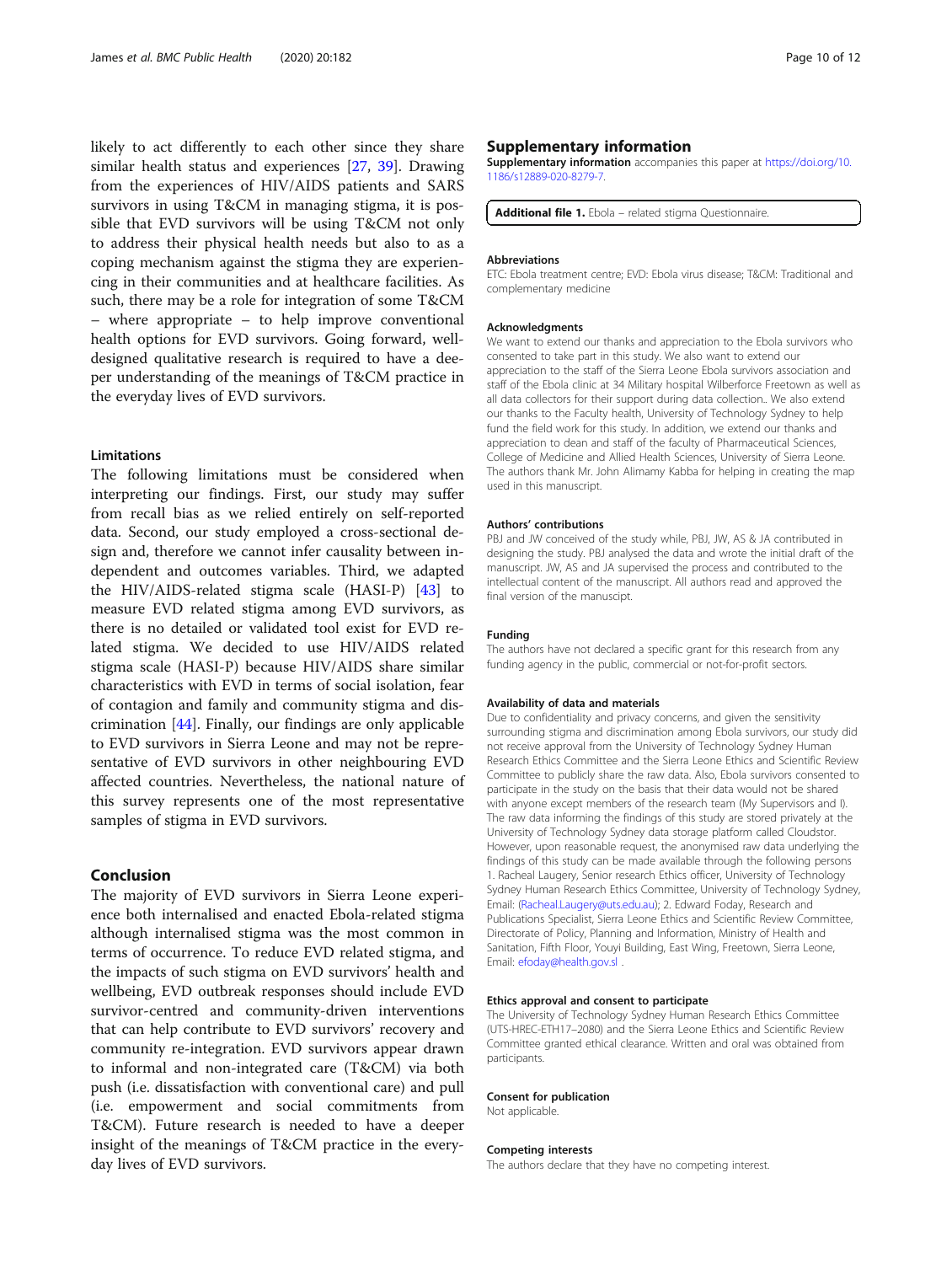likely to act differently to each other since they share similar health status and experiences [27, 39]. Drawing from the experiences of HIV/AIDS patients and SARS survivors in using T&CM in managing stigma, it is possible that EVD survivors will be using T&CM not only to address their physical health needs but also to as a coping mechanism against the stigma they are experiencing in their communities and at healthcare facilities. As such, there may be a role for integration of some T&CM – where appropriate – to help improve conventional health options for EVD survivors. Going forward, well-designed qualitative research is required to have a deeper understanding of the meanings of T&CM practice in the everyday lives of EVD survivors.

### Limitations

The following limitations must be considered when interpreting our findings. First, our study may suffer from recall bias as we relied entirely on self-reported data. Second, our study employed a cross-sectional design and, therefore we cannot infer causality between independent and outcomes variables. Third, we adapted the HIV/AIDS-related stigma scale (HASI-P) [43] to measure EVD related stigma among EVD survivors, as there is no detailed or validated tool exist for EVD related stigma. We decided to use HIV/AIDS related stigma scale (HASI-P) because HIV/AIDS share similar characteristics with EVD in terms of social isolation, fear of contagion and family and community stigma and discrimination [44]. Finally, our findings are only applicable to EVD survivors in Sierra Leone and may not be representative of EVD survivors in other neighbouring EVD affected countries. Nevertheless, the national nature of this survey represents one of the most representative samples of stigma in EVD survivors.

## Conclusion

The majority of EVD survivors in Sierra Leone experience both internalised and enacted Ebola-related stigma although internalised stigma was the most common in terms of occurrence. To reduce EVD related stigma, and the impacts of such stigma on EVD survivors' health and wellbeing, EVD outbreak responses should include EVD survivor-centred and community-driven interventions that can help contribute to EVD survivors' recovery and community re-integration. EVD survivors appear drawn to informal and non-integrated care (T&CM) via both push (i.e. dissatisfaction with conventional care) and pull (i.e. empowerment and social commitments from T&CM). Future research is needed to have a deeper insight of the meanings of T&CM practice in the everyday lives of EVD survivors.

## Supplementary information

**Supplementary information** accompanies this paper at https://doi.org/10.1186/s12889-020-8279-7.

**Additional file 1.** Ebola – related stigma Questionnaire.

#### Abbreviations

ETC: Ebola treatment centre; EVD: Ebola virus disease; T&CM: Traditional and complementary medicine

#### Acknowledgments

We want to extend our thanks and appreciation to the Ebola survivors who consented to take part in this study. We also want to extend our appreciation to the staff of the Sierra Leone Ebola survivors association and staff of the Ebola clinic at 34 Military hospital Wilberforce Freetown as well as all data collectors for their support during data collection.. We also extend our thanks to the Faculty health, University of Technology Sydney to help fund the field work for this study. In addition, we extend our thanks and appreciation to dean and staff of the faculty of Pharmaceutical Sciences, College of Medicine and Allied Health Sciences, University of Sierra Leone. The authors thank Mr. John Alimamy Kabba for helping in creating the map used in this manuscript.

#### Authors' contributions

PBJ and JW conceived of the study while, PBJ, JW, AS & JA contributed in designing the study. PBJ analysed the data and wrote the initial draft of the manuscript. JW, AS and JA supervised the process and contributed to the intellectual content of the manuscript. All authors read and approved the final version of the manuscipt.

#### Funding

The authors have not declared a specific grant for this research from any funding agency in the public, commercial or not-for-profit sectors.

#### Availability of data and materials

Due to confidentiality and privacy concerns, and given the sensitivity surrounding stigma and discrimination among Ebola survivors, our study did not receive approval from the University of Technology Sydney Human Research Ethics Committee and the Sierra Leone Ethics and Scientific Review Committee to publicly share the raw data. Also, Ebola survivors consented to participate in the study on the basis that their data would not be shared with anyone except members of the research team (My Supervisors and I). The raw data informing the findings of this study are stored privately at the University of Technology Sydney data storage platform called Cloudstor. However, upon reasonable request, the anonymised raw data underlying the findings of this study can be made available through the following persons 1. Racheal Laugery, Senior research Ethics officer, University of Technology Sydney Human Research Ethics Committee, University of Technology Sydney, Email: (Racheal.Laugery@uts.edu.au); 2. Edward Foday, Research and Publications Specialist, Sierra Leone Ethics and Scientific Review Committee, Directorate of Policy, Planning and Information, Ministry of Health and Sanitation, Fifth Floor, Youyi Building, East Wing, Freetown, Sierra Leone, Email: efoday@health.gov.sl .

#### Ethics approval and consent to participate

The University of Technology Sydney Human Research Ethics Committee (UTS-HREC-ETH17–2080) and the Sierra Leone Ethics and Scientific Review Committee granted ethical clearance. Written and oral was obtained from participants.

#### Consent for publication

Not applicable.

#### Competing interests

The authors declare that they have no competing interest.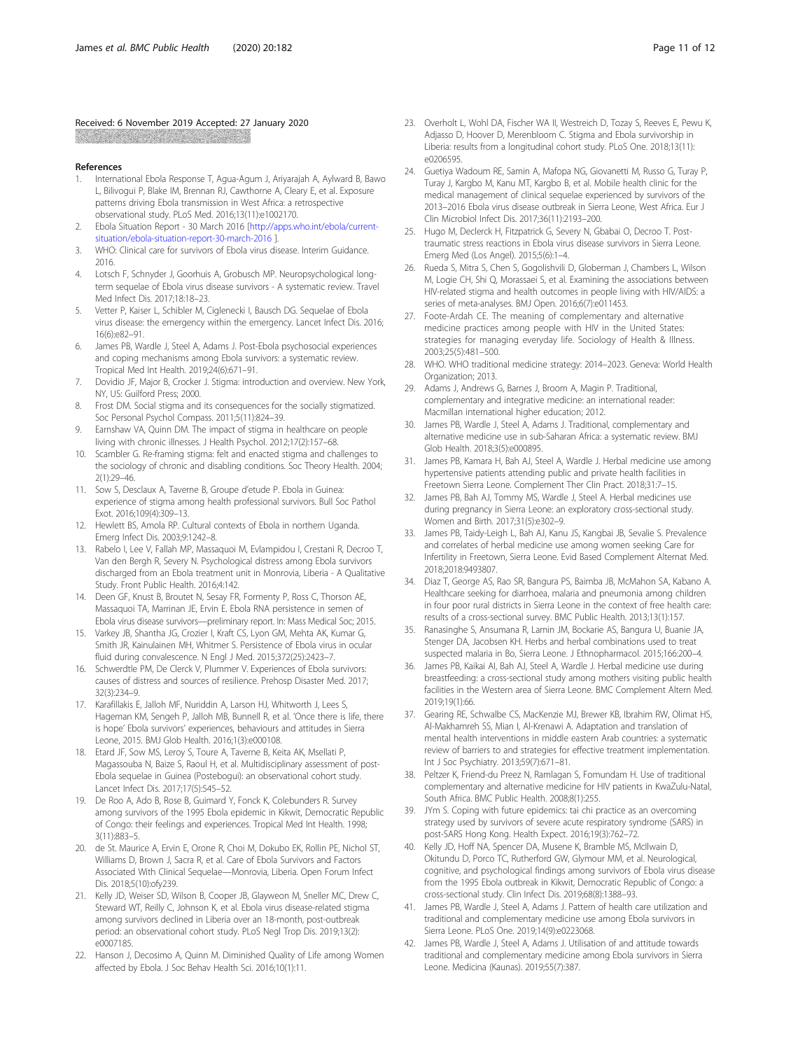Received: 6 November 2019 Accepted: 27 January 2020

## References

1. International Ebola Response T, Agua-Agum J, Ariyarajah A, Aylward B, Bawo L, Bilivogui P, Blake IM, Brennan RJ, Cawthorne A, Cleary E, et al. Exposure patterns driving Ebola transmission in West Africa: a retrospective observational study. PLoS Med. 2016;13(11):e1002170.
2. Ebola Situation Report - 30 March 2016 [http://apps.who.int/ebola/current-situation/ebola-situation-report-30-march-2016 ].
3. WHO: Clinical care for survivors of Ebola virus disease. Interim Guidance. 2016.
4. Lotsch F, Schnyder J, Goorhuis A, Grobusch MP. Neuropsychological long-term sequelae of Ebola virus disease survivors - A systematic review. Travel Med Infect Dis. 2017;18:18–23.
5. Vetter P, Kaiser L, Schibler M, Ciglenecki I, Bausch DG. Sequelae of Ebola virus disease: the emergency within the emergency. Lancet Infect Dis. 2016; 16(6):e82–91.
6. James PB, Wardle J, Steel A, Adams J. Post-Ebola psychosocial experiences and coping mechanisms among Ebola survivors: a systematic review. Tropical Med Int Health. 2019;24(6):671–91.
7. Dovidio JF, Major B, Crocker J. Stigma: introduction and overview. New York, NY, US: Guilford Press; 2000.
8. Frost DM. Social stigma and its consequences for the socially stigmatized. Soc Personal Psychol Compass. 2011;5(11):824–39.
9. Earnshaw VA, Quinn DM. The impact of stigma in healthcare on people living with chronic illnesses. J Health Psychol. 2012;17(2):157–68.
10. Scambler G. Re-framing stigma: felt and enacted stigma and challenges to the sociology of chronic and disabling conditions. Soc Theory Health. 2004; 2(1):29–46.
11. Sow S, Desclaux A, Taverne B, Groupe d'etude P. Ebola in Guinea: experience of stigma among health professional survivors. Bull Soc Pathol Exot. 2016;109(4):309–13.
12. Hewlett BS, Amola RP. Cultural contexts of Ebola in northern Uganda. Emerg Infect Dis. 2003;9:1242–8.
13. Rabelo I, Lee V, Fallah MP, Massaquoi M, Evlampidou I, Crestani R, Decroo T, Van den Bergh R, Severy N. Psychological distress among Ebola survivors discharged from an Ebola treatment unit in Monrovia, Liberia - A Qualitative Study. Front Public Health. 2016;4:142.
14. Deen GF, Knust B, Broutet N, Sesay FR, Formenty P, Ross C, Thorson AE, Massaquoi TA, Marrinan JE, Ervin E. Ebola RNA persistence in semen of Ebola virus disease survivors—preliminary report. In: Mass Medical Soc; 2015.
15. Varkey JB, Shantha JG, Crozier I, Kraft CS, Lyon GM, Mehta AK, Kumar G, Smith JR, Kainulainen MH, Whitmer S. Persistence of Ebola virus in ocular fluid during convalescence. N Engl J Med. 2015;372(25):2423–7.
16. Schwerdtle PM, De Clerck V, Plummer V. Experiences of Ebola survivors: causes of distress and sources of resilience. Prehosp Disaster Med. 2017; 32(3):234–9.
17. Karafillakis E, Jalloh MF, Nuriddin A, Larson HJ, Whitworth J, Lees S, Hageman KM, Sengeh P, Jalloh MB, Bunnell R, et al. 'Once there is life, there is hope' Ebola survivors' experiences, behaviours and attitudes in Sierra Leone, 2015. BMJ Glob Health. 2016;1(3):e000108.
18. Etard JF, Sow MS, Leroy S, Toure A, Taverne B, Keita AK, Msellati P, Magassouba N, Baize S, Raoul H, et al. Multidisciplinary assessment of post-Ebola sequelae in Guinea (Postebogui): an observational cohort study. Lancet Infect Dis. 2017;17(5):545–52.
19. De Roo A, Ado B, Rose B, Guimard Y, Fonck K, Colebunders R. Survey among survivors of the 1995 Ebola epidemic in Kikwit, Democratic Republic of Congo: their feelings and experiences. Tropical Med Int Health. 1998; 3(11):883–5.
20. de St. Maurice A, Ervin E, Orone R, Choi M, Dokubo EK, Rollin PE, Nichol ST, Williams D, Brown J, Sacra R, et al. Care of Ebola Survivors and Factors Associated With Clinical Sequelae—Monrovia, Liberia. Open Forum Infect Dis. 2018;5(10):ofy239.
21. Kelly JD, Weiser SD, Wilson B, Cooper JB, Glayweon M, Sneller MC, Drew C, Steward WT, Reilly C, Johnson K, et al. Ebola virus disease-related stigma among survivors declined in Liberia over an 18-month, post-outbreak period: an observational cohort study. PLoS Negl Trop Dis. 2019;13(2): e0007185.
22. Hanson J, Decosimo A, Quinn M. Diminished Quality of Life among Women affected by Ebola. J Soc Behav Health Sci. 2016;10(1):11.
23. Overholt L, Wohl DA, Fischer WA II, Westreich D, Tozay S, Reeves E, Pewu K, Adjasso D, Hoover D, Merenbloom C. Stigma and Ebola survivorship in Liberia: results from a longitudinal cohort study. PLoS One. 2018;13(11): e0206595.
24. Guetiya Wadoum RE, Samin A, Mafopa NG, Giovanetti M, Russo G, Turay P, Turay J, Kargbo M, Kanu MT, Kargbo B, et al. Mobile health clinic for the medical management of clinical sequelae experienced by survivors of the 2013–2016 Ebola virus disease outbreak in Sierra Leone, West Africa. Eur J Clin Microbiol Infect Dis. 2017;36(11):2193–200.
25. Hugo M, Declerck H, Fitzpatrick G, Severy N, Gbabai O, Decroo T. Post-traumatic stress reactions in Ebola virus disease survivors in Sierra Leone. Emerg Med (Los Angel). 2015;5(6):1–4.
26. Rueda S, Mitra S, Chen S, Gogolishvili D, Globerman J, Chambers L, Wilson M, Logie CH, Shi Q, Morassaei S, et al. Examining the associations between HIV-related stigma and health outcomes in people living with HIV/AIDS: a series of meta-analyses. BMJ Open. 2016;6(7):e011453.
27. Foote-Ardah CE. The meaning of complementary and alternative medicine practices among people with HIV in the United States: strategies for managing everyday life. Sociology of Health & Illness. 2003;25(5):481–500.
28. WHO. WHO traditional medicine strategy: 2014–2023. Geneva: World Health Organization; 2013.
29. Adams J, Andrews G, Barnes J, Broom A, Magin P. Traditional, complementary and integrative medicine: an international reader: Macmillan international higher education; 2012.
30. James PB, Wardle J, Steel A, Adams J. Traditional, complementary and alternative medicine use in sub-Saharan Africa: a systematic review. BMJ Glob Health. 2018;3(5):e000895.
31. James PB, Kamara H, Bah AJ, Steel A, Wardle J. Herbal medicine use among hypertensive patients attending public and private health facilities in Freetown Sierra Leone. Complement Ther Clin Pract. 2018;31:7–15.
32. James PB, Bah AJ, Tommy MS, Wardle J, Steel A. Herbal medicines use during pregnancy in Sierra Leone: an exploratory cross-sectional study. Women and Birth. 2017;31(5):e302–9.
33. James PB, Taidy-Leigh L, Bah AJ, Kanu JS, Kangbai JB, Sevalie S. Prevalence and correlates of herbal medicine use among women seeking Care for Infertility in Freetown, Sierra Leone. Evid Based Complement Alternat Med. 2018;2018:9493807.
34. Diaz T, George AS, Rao SR, Bangura PS, Baimba JB, McMahon SA, Kabano A. Healthcare seeking for diarrhoea, malaria and pneumonia among children in four poor rural districts in Sierra Leone in the context of free health care: results of a cross-sectional survey. BMC Public Health. 2013;13(1):157.
35. Ranasinghe S, Ansumana R, Lamin JM, Bockarie AS, Bangura U, Buanie JA, Stenger DA, Jacobsen KH. Herbs and herbal combinations used to treat suspected malaria in Bo, Sierra Leone. J Ethnopharmacol. 2015;166:200–4.
36. James PB, Kaikai AI, Bah AJ, Steel A, Wardle J. Herbal medicine use during breastfeeding: a cross-sectional study among mothers visiting public health facilities in the Western area of Sierra Leone. BMC Complement Altern Med. 2019;19(1):66.
37. Gearing RE, Schwalbe CS, MacKenzie MJ, Brewer KB, Ibrahim RW, Olimat HS, Al-Makhamreh SS, Mian I, Al-Krenawi A. Adaptation and translation of mental health interventions in middle eastern Arab countries: a systematic review of barriers to and strategies for effective treatment implementation. Int J Soc Psychiatry. 2013;59(7):671–81.
38. Peltzer K, Friend-du Preez N, Ramlagan S, Fomundam H. Use of traditional complementary and alternative medicine for HIV patients in KwaZulu-Natal, South Africa. BMC Public Health. 2008;8(1):255.
39. JYm S. Coping with future epidemics: tai chi practice as an overcoming strategy used by survivors of severe acute respiratory syndrome (SARS) in post-SARS Hong Kong. Health Expect. 2016;19(3):762–72.
40. Kelly JD, Hoff NA, Spencer DA, Musene K, Bramble MS, McIlwain D, Okitundu D, Porco TC, Rutherford GW, Glymour MM, et al. Neurological, cognitive, and psychological findings among survivors of Ebola virus disease from the 1995 Ebola outbreak in Kikwit, Democratic Republic of Congo: a cross-sectional study. Clin Infect Dis. 2019;68(8):1388–93.
41. James PB, Wardle J, Steel A, Adams J. Pattern of health care utilization and traditional and complementary medicine use among Ebola survivors in Sierra Leone. PLoS One. 2019;14(9):e0223068.
42. James PB, Wardle J, Steel A, Adams J. Utilisation of and attitude towards traditional and complementary medicine among Ebola survivors in Sierra Leone. Medicina (Kaunas). 2019;55(7):387.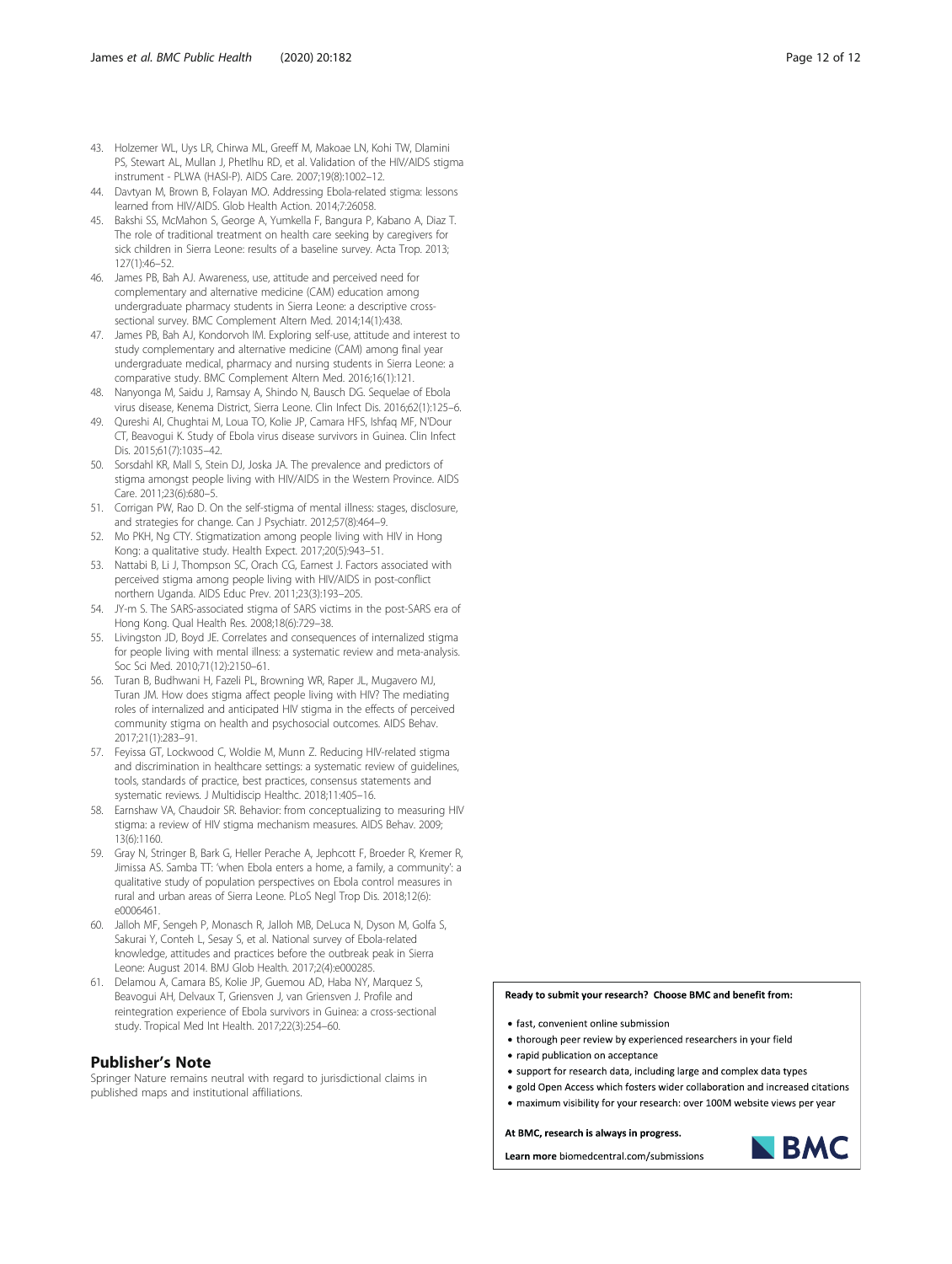43. Holzemer WL, Uys LR, Chirwa ML, Greeff M, Makoae LN, Kohi TW, Dlamini PS, Stewart AL, Mullan J, Phetlhu RD, et al. Validation of the HIV/AIDS stigma instrument - PLWA (HASI-P). AIDS Care. 2007;19(8):1002–12.
44. Davtyan M, Brown B, Folayan MO. Addressing Ebola-related stigma: lessons learned from HIV/AIDS. Glob Health Action. 2014;7:26058.
45. Bakshi SS, McMahon S, George A, Yumkella F, Bangura P, Kabano A, Diaz T. The role of traditional treatment on health care seeking by caregivers for sick children in Sierra Leone: results of a baseline survey. Acta Trop. 2013; 127(1):46–52.
46. James PB, Bah AJ. Awareness, use, attitude and perceived need for complementary and alternative medicine (CAM) education among undergraduate pharmacy students in Sierra Leone: a descriptive cross-sectional survey. BMC Complement Altern Med. 2014;14(1):438.
47. James PB, Bah AJ, Kondorvoh IM. Exploring self-use, attitude and interest to study complementary and alternative medicine (CAM) among final year undergraduate medical, pharmacy and nursing students in Sierra Leone: a comparative study. BMC Complement Altern Med. 2016;16(1):121.
48. Nanyonga M, Saidu J, Ramsay A, Shindo N, Bausch DG. Sequelae of Ebola virus disease, Kenema District, Sierra Leone. Clin Infect Dis. 2016;62(1):125–6.
49. Qureshi AI, Chughtai M, Loua TO, Kolie JP, Camara HFS, Ishfaq MF, N'Dour CT, Beavogui K. Study of Ebola virus disease survivors in Guinea. Clin Infect Dis. 2015;61(7):1035–42.
50. Sorsdahl KR, Mall S, Stein DJ, Joska JA. The prevalence and predictors of stigma amongst people living with HIV/AIDS in the Western Province. AIDS Care. 2011;23(6):680–5.
51. Corrigan PW, Rao D. On the self-stigma of mental illness: stages, disclosure, and strategies for change. Can J Psychiatr. 2012;57(8):464–9.
52. Mo PKH, Ng CTY. Stigmatization among people living with HIV in Hong Kong: a qualitative study. Health Expect. 2017;20(5):943–51.
53. Nattabi B, Li J, Thompson SC, Orach CG, Earnest J. Factors associated with perceived stigma among people living with HIV/AIDS in post-conflict northern Uganda. AIDS Educ Prev. 2011;23(3):193–205.
54. JY-m S. The SARS-associated stigma of SARS victims in the post-SARS era of Hong Kong. Qual Health Res. 2008;18(6):729–38.
55. Livingston JD, Boyd JE. Correlates and consequences of internalized stigma for people living with mental illness: a systematic review and meta-analysis. Soc Sci Med. 2010;71(12):2150–61.
56. Turan B, Budhwani H, Fazeli PL, Browning WR, Raper JL, Mugavero MJ, Turan JM. How does stigma affect people living with HIV? The mediating roles of internalized and anticipated HIV stigma in the effects of perceived community stigma on health and psychosocial outcomes. AIDS Behav. 2017;21(1):283–91.
57. Feyissa GT, Lockwood C, Woldie M, Munn Z. Reducing HIV-related stigma and discrimination in healthcare settings: a systematic review of guidelines, tools, standards of practice, best practices, consensus statements and systematic reviews. J Multidiscip Healthc. 2018;11:405–16.
58. Earnshaw VA, Chaudoir SR. Behavior: from conceptualizing to measuring HIV stigma: a review of HIV stigma mechanism measures. AIDS Behav. 2009; 13(6):1160.
59. Gray N, Stringer B, Bark G, Heller Perache A, Jephcott F, Broeder R, Kremer R, Jimissa AS. Samba TT: 'when Ebola enters a home, a family, a community': a qualitative study of population perspectives on Ebola control measures in rural and urban areas of Sierra Leone. PLoS Negl Trop Dis. 2018;12(6): e0006461.
60. Jalloh MF, Sengeh P, Monasch R, Jalloh MB, DeLuca N, Dyson M, Golfa S, Sakurai Y, Conteh L, Sesay S, et al. National survey of Ebola-related knowledge, attitudes and practices before the outbreak peak in Sierra Leone: August 2014. BMJ Glob Health. 2017;2(4):e000285.
61. Delamou A, Camara BS, Kolie JP, Guemou AD, Haba NY, Marquez S, Beavogui AH, Delvaux T, Griensven J, van Griensven J. Profile and reintegration experience of Ebola survivors in Guinea: a cross-sectional study. Tropical Med Int Health. 2017;22(3):254–60.

## Publisher's Note

Springer Nature remains neutral with regard to jurisdictional claims in published maps and institutional affiliations.

**Ready to submit your research? Choose BMC and benefit from:**

- fast, convenient online submission
- thorough peer review by experienced researchers in your field
- rapid publication on acceptance
- support for research data, including large and complex data types
- gold Open Access which fosters wider collaboration and increased citations
- maximum visibility for your research: over 100M website views per year

**At BMC, research is always in progress.**

**Learn more** biomedcentral.com/submissions

BMC